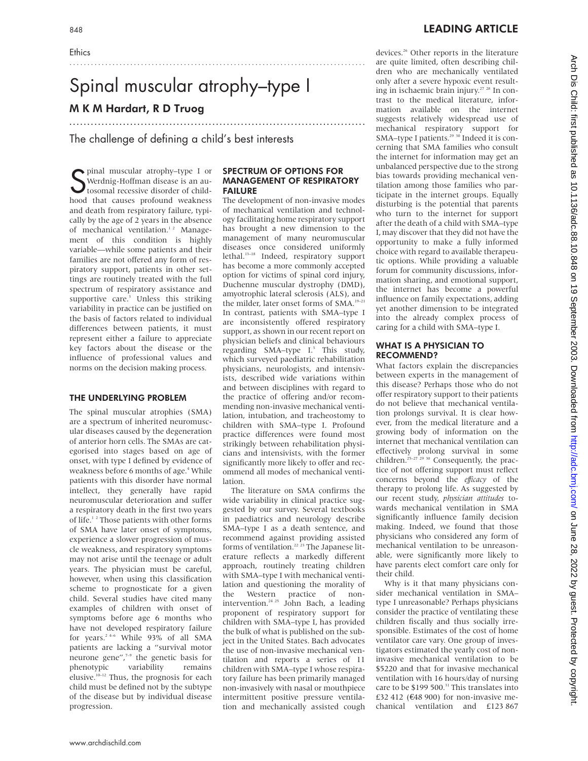Ethics

# Spinal muscular atrophy–type I

**M K M Hardart, R D Truog**

## The challenge of defining a child's best interests

Spinal muscular atrophy–type I or Werdnig-Hoffman disease is an autosomal recessive disorder of childhood that causes profound weakness and death from respiratory failure, typically by the age of 2 years in the absence of mechanical ventilation.[1 2] Management of this condition is highly variable—while some patients and their families are not offered any form of respiratory support, patients in other settings are routinely treated with the full spectrum of respiratory assistance and supportive care.[3] Unless this striking variability in practice can be justified on the basis of factors related to individual differences between patients, it must represent either a failure to appreciate key factors about the disease or the influence of professional values and norms on the decision making process.

### THE UNDERLYING PROBLEM

The spinal muscular atrophies (SMA) are a spectrum of inherited neuromuscular diseases caused by the degeneration of anterior horn cells. The SMAs are categorised into stages based on age of onset, with type I defined by evidence of weakness before 6 months of age.[4] While patients with this disorder have normal intellect, they generally have rapid neuromuscular deterioration and suffer a respiratory death in the first two years of life.[1 2] Those patients with other forms of SMA have later onset of symptoms, experience a slower progression of muscle weakness, and respiratory symptoms may not arise until the teenage or adult years. The physician must be careful, however, when using this classification scheme to prognosticate for a given child. Several studies have cited many examples of children with onset of symptoms before age 6 months who have not developed respiratory failure for years.[2 4–6] While 93% of all SMA patients are lacking a "survival motor neurone gene",[7–9] the genetic basis for phenotypic variability remains elusive.[10–12] Thus, the prognosis for each child must be defined not by the subtype of the disease but by individual disease progression.

### SPECTRUM OF OPTIONS FOR MANAGEMENT OF RESPIRATORY FAILURE

The development of non-invasive modes of mechanical ventilation and technology facilitating home respiratory support has brought a new dimension to the management of many neuromuscular diseases once considered uniformly lethal.[13–18] Indeed, respiratory support has become a more commonly accepted option for victims of spinal cord injury, Duchenne muscular dystrophy (DMD), amyotrophic lateral sclerosis (ALS), and the milder, later onset forms of SMA.[19–21] In contrast, patients with SMA–type I are inconsistently offered respiratory support, as shown in our recent report on physician beliefs and clinical behaviours regarding SMA–type I.[3] This study, which surveyed paediatric rehabilitation physicians, neurologists, and intensivists, described wide variations within and between disciplines with regard to the practice of offering and/or recommending non-invasive mechanical ventilation, intubation, and tracheostomy to children with SMA–type I. Profound practice differences were found most strikingly between rehabilitation physicians and intensivists, with the former significantly more likely to offer and recommend all modes of mechanical ventilation.

The literature on SMA confirms the wide variability in clinical practice suggested by our survey. Several textbooks in paediatrics and neurology describe SMA–type I as a death sentence, and recommend against providing assisted forms of ventilation.[22 23] The Japanese literature reflects a markedly different approach, routinely treating children with SMA–type I with mechanical ventilation and questioning the morality of the Western practice of non-intervention.[24 25] John Bach, a leading proponent of respiratory support for children with SMA–type I, has provided the bulk of what is published on the subject in the United States. Bach advocates the use of non-invasive mechanical ventilation and reports a series of 11 children with SMA–type I whose respiratory failure has been primarily managed non-invasively with nasal or mouthpiece intermittent positive pressure ventilation and mechanically assisted cough devices.[26] Other reports in the literature are quite limited, often describing children who are mechanically ventilated only after a severe hypoxic event resulting in ischaemic brain injury.[27 28] In contrast to the medical literature, information available on the internet suggests relatively widespread use of mechanical respiratory support for SMA–type I patients.[29 30] Indeed it is concerning that SMA families who consult the internet for information may get an unbalanced perspective due to the strong bias towards providing mechanical ventilation among those families who participate in the internet groups. Equally disturbing is the potential that parents who turn to the internet for support after the death of a child with SMA–type I, may discover that they did not have the opportunity to make a fully informed choice with regard to available therapeutic options. While providing a valuable forum for community discussions, information sharing, and emotional support, the internet has become a powerful influence on family expectations, adding yet another dimension to be integrated into the already complex process of caring for a child with SMA–type I.

### WHAT IS A PHYSICIAN TO RECOMMEND?

What factors explain the discrepancies between experts in the management of this disease? Perhaps those who do not offer respiratory support to their patients do not believe that mechanical ventilation prolongs survival. It is clear however, from the medical literature and a growing body of information on the internet that mechanical ventilation can effectively prolong survival in some children.[25–27 29 30] Consequently, the practice of not offering support must reflect concerns beyond the *efficacy* of the therapy to prolong life. As suggested by our recent study, *physician attitudes* towards mechanical ventilation in SMA significantly influence family decision making. Indeed, we found that those physicians who considered any form of mechanical ventilation to be unreasonable, were significantly more likely to have parents elect comfort care only for their child.

Why is it that many physicians consider mechanical ventilation in SMA–type I unreasonable? Perhaps physicians consider the practice of ventilating these children fiscally and thus socially irresponsible. Estimates of the cost of home ventilator care vary. One group of investigators estimated the yearly cost of non-invasive mechanical ventilation to be \$5220 and that for invasive mechanical ventilation with 16 hours/day of nursing care to be \$199 500.[31] This translates into £32 412 (€48 900) for non-invasive mechanical ventilation and £123 867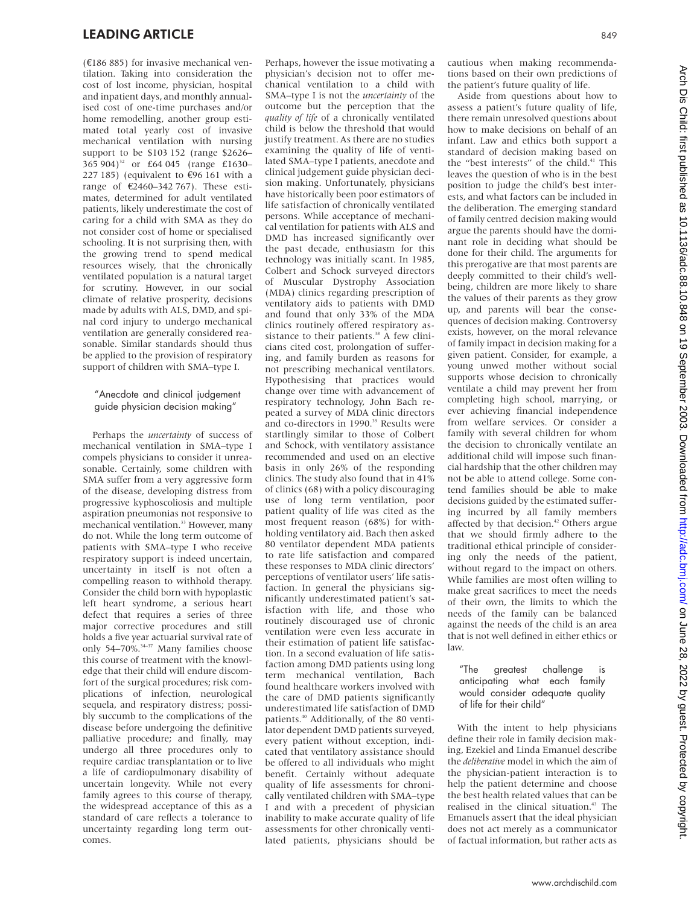(€186 885) for invasive mechanical ventilation. Taking into consideration the cost of lost income, physician, hospital and inpatient days, and monthly annualised cost of one-time purchases and/or home remodelling, another group estimated total yearly cost of invasive mechanical ventilation with nursing support to be $103 152 (range $2626–365 904)[32] or £64 045 (range £1630–227 185) (equivalent to €96 161 with a range of €2460–342 767). These estimates, determined for adult ventilated patients, likely underestimate the cost of caring for a child with SMA as they do not consider cost of home or specialised schooling. It is not surprising then, with the growing trend to spend medical resources wisely, that the chronically ventilated population is a natural target for scrutiny. However, in our social climate of relative prosperity, decisions made by adults with ALS, DMD, and spinal cord injury to undergo mechanical ventilation are generally considered reasonable. Similar standards should thus be applied to the provision of respiratory support of children with SMA–type I.

> "Anecdote and clinical judgement guide physician decision making"

Perhaps the *uncertainty* of success of mechanical ventilation in SMA–type I compels physicians to consider it unreasonable. Certainly, some children with SMA suffer from a very aggressive form of the disease, developing distress from progressive kyphoscoliosis and multiple aspiration pneumonias not responsive to mechanical ventilation.[33] However, many do not. While the long term outcome of patients with SMA–type I who receive respiratory support is indeed uncertain, uncertainty in itself is not often a compelling reason to withhold therapy. Consider the child born with hypoplastic left heart syndrome, a serious heart defect that requires a series of three major corrective procedures and still holds a five year actuarial survival rate of only 54–70%.[34–37] Many families choose this course of treatment with the knowledge that their child will endure discomfort of the surgical procedures; risk complications of infection, neurological sequela, and respiratory distress; possibly succumb to the complications of the disease before undergoing the definitive palliative procedure; and finally, may undergo all three procedures only to require cardiac transplantation or to live a life of cardiopulmonary disability of uncertain longevity. While not every family agrees to this course of therapy, the widespread acceptance of this as a standard of care reflects a tolerance to uncertainty regarding long term outcomes.

Perhaps, however the issue motivating a physician's decision not to offer mechanical ventilation to a child with SMA–type I is not the *uncertainty* of the outcome but the perception that the *quality of life* of a chronically ventilated child is below the threshold that would justify treatment. As there are no studies examining the quality of life of ventilated SMA–type I patients, anecdote and clinical judgement guide physician decision making. Unfortunately, physicians have historically been poor estimators of life satisfaction of chronically ventilated persons. While acceptance of mechanical ventilation for patients with ALS and DMD has increased significantly over the past decade, enthusiasm for this technology was initially scant. In 1985, Colbert and Schock surveyed directors of Muscular Dystrophy Association (MDA) clinics regarding prescription of ventilatory aids to patients with DMD and found that only 33% of the MDA clinics routinely offered respiratory assistance to their patients.[38] A few clinicians cited cost, prolongation of suffering, and family burden as reasons for not prescribing mechanical ventilators. Hypothesising that practices would change over time with advancement of respiratory technology, John Bach repeated a survey of MDA clinic directors and co-directors in 1990.[39] Results were startlingly similar to those of Colbert and Schock, with ventilatory assistance recommended and used on an elective basis in only 26% of the responding clinics. The study also found that in 41% of clinics (68) with a policy discouraging use of long term ventilation, poor patient quality of life was cited as the most frequent reason (68%) for withholding ventilatory aid. Bach then asked 80 ventilator dependent MDA patients to rate life satisfaction and compared these responses to MDA clinic directors' perceptions of ventilator users' life satisfaction. In general the physicians significantly underestimated patient's satisfaction with life, and those who routinely discouraged use of chronic ventilation were even less accurate in their estimation of patient life satisfaction. In a second evaluation of life satisfaction among DMD patients using long term mechanical ventilation, Bach found healthcare workers involved with the care of DMD patients significantly underestimated life satisfaction of DMD patients.[40] Additionally, of the 80 ventilator dependent DMD patients surveyed, every patient without exception, indicated that ventilatory assistance should be offered to all individuals who might benefit. Certainly without adequate quality of life assessments for chronically ventilated children with SMA–type I and with a precedent of physician inability to make accurate quality of life assessments for other chronically ventilated patients, physicians should be cautious when making recommendations based on their own predictions of the patient's future quality of life.

Aside from questions about how to assess a patient's future quality of life, there remain unresolved questions about how to make decisions on behalf of an infant. Law and ethics both support a standard of decision making based on the "best interests" of the child.[41] This leaves the question of who is in the best position to judge the child's best interests, and what factors can be included in the deliberation. The emerging standard of family centred decision making would argue the parents should have the dominant role in deciding what should be done for their child. The arguments for this prerogative are that most parents are deeply committed to their child's wellbeing, children are more likely to share the values of their parents as they grow up, and parents will bear the consequences of decision making. Controversy exists, however, on the moral relevance of family impact in decision making for a given patient. Consider, for example, a young unwed mother without social supports whose decision to chronically ventilate a child may prevent her from completing high school, marrying, or ever achieving financial independence from welfare services. Or consider a family with several children for whom the decision to chronically ventilate an additional child will impose such financial hardship that the other children may not be able to attend college. Some contend families should be able to make decisions guided by the estimated suffering incurred by all family members affected by that decision.[42] Others argue that we should firmly adhere to the traditional ethical principle of considering only the needs of the patient, without regard to the impact on others. While families are most often willing to make great sacrifices to meet the needs of their own, the limits to which the needs of the family can be balanced against the needs of the child is an area that is not well defined in either ethics or law.

> "The greatest challenge is anticipating what each family would consider adequate quality of life for their child"

With the intent to help physicians define their role in family decision making, Ezekiel and Linda Emanuel describe the *deliberative* model in which the aim of the physician-patient interaction is to help the patient determine and choose the best health related values that can be realised in the clinical situation.[43] The Emanuels assert that the ideal physician does not act merely as a communicator of factual information, but rather acts as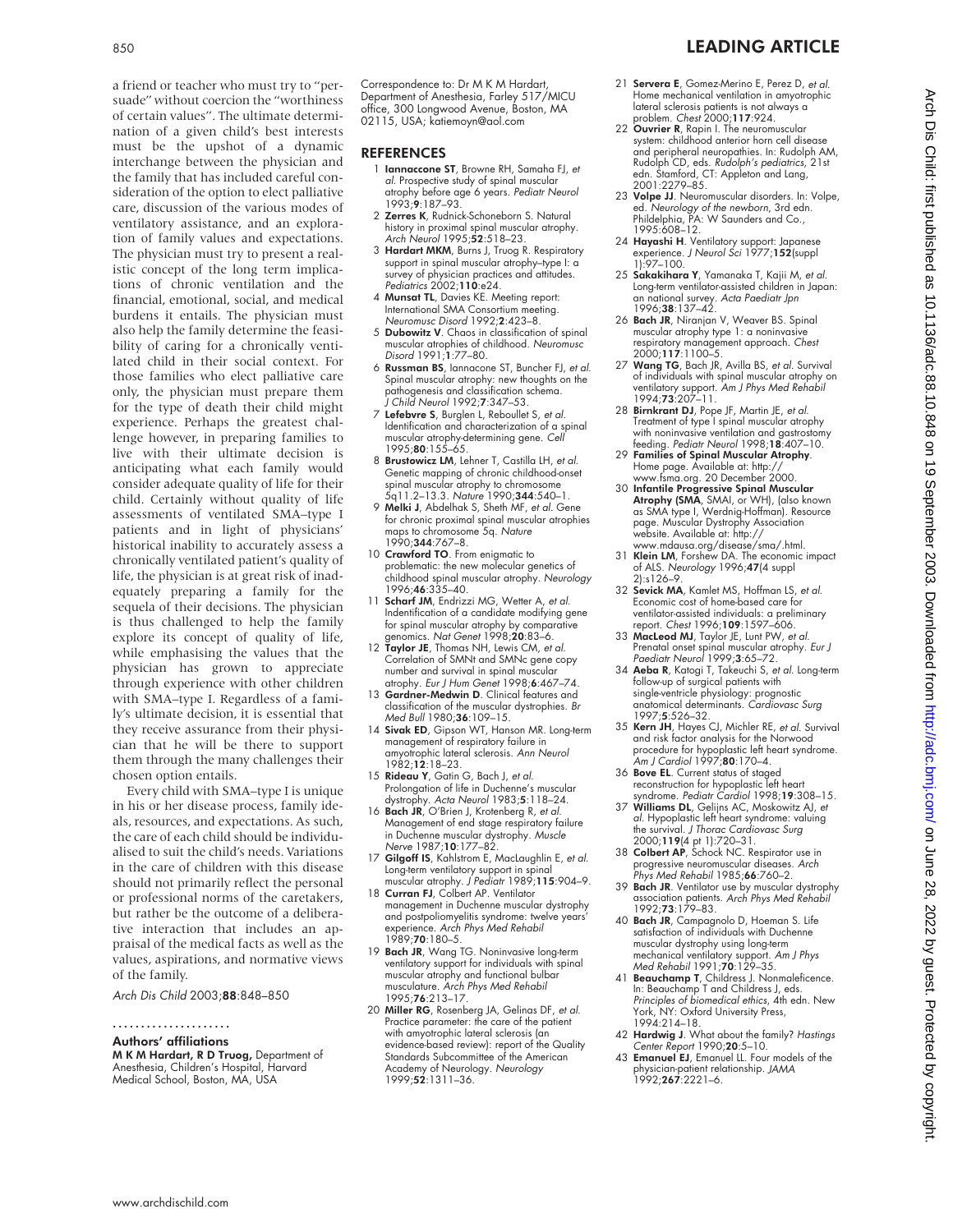a friend or teacher who must try to "persuade" without coercion the "worthiness of certain values". The ultimate determination of a given child's best interests must be the upshot of a dynamic interchange between the physician and the family that has included careful consideration of the option to elect palliative care, discussion of the various modes of ventilatory assistance, and an exploration of family values and expectations. The physician must try to present a realistic concept of the long term implications of chronic ventilation and the financial, emotional, social, and medical burdens it entails. The physician must also help the family determine the feasibility of caring for a chronically ventilated child in their social context. For those families who elect palliative care only, the physician must prepare them for the type of death their child might experience. Perhaps the greatest challenge however, in preparing families to live with their ultimate decision is anticipating what each family would consider adequate quality of life for their child. Certainly without quality of life assessments of ventilated SMA–type I patients and in light of physicians' historical inability to accurately assess a chronically ventilated patient's quality of life, the physician is at great risk of inadequately preparing a family for the sequela of their decisions. The physician is thus challenged to help the family explore its concept of quality of life, while emphasising the values that the physician has grown to appreciate through experience with other children with SMA–type I. Regardless of a family's ultimate decision, it is essential that they receive assurance from their physician that he will be there to support them through the many challenges their chosen option entails.

Every child with SMA–type I is unique in his or her disease process, family ideals, resources, and expectations. As such, the care of each child should be individualised to suit the child's needs. Variations in the care of children with this disease should not primarily reflect the personal or professional norms of the caretakers, but rather be the outcome of a deliberative interaction that includes an appraisal of the medical facts as well as the values, aspirations, and normative views of the family.

*Arch Dis Child* 2003;**88**:848–850

### Authors' affiliations

**M K M Hardart, R D Truog,** Department of Anesthesia, Children's Hospital, Harvard Medical School, Boston, MA, USA

Correspondence to: Dr M K M Hardart, Department of Anesthesia, Farley 517/MICU office, 300 Longwood Avenue, Boston, MA 02115, USA; katiemoyn@aol.com

## REFERENCES

1. **Iannaccone ST**, Browne RH, Samaha FJ, *et al.* Prospective study of spinal muscular atrophy before age 6 years. *Pediatr Neurol* 1993;**9**:187–93.
2. **Zerres K**, Rudnick-Schoneborn S. Natural history in proximal spinal muscular atrophy. *Arch Neurol* 1995;**52**:518–23.
3. **Hardart MKM**, Burns J, Truog R. Respiratory support in spinal muscular atrophy–type I: a survey of physician practices and attitudes. *Pediatrics* 2002;**110**:e24.
4. **Munsat TL**, Davies KE. Meeting report: International SMA Consortium meeting. *Neuromusc Disord* 1992;**2**:423–8.
5. **Dubowitz V**. Chaos in classification of spinal muscular atrophies of childhood. *Neuromusc Disord* 1991;**1**:77–80.
6. **Russman BS**, Iannacone ST, Buncher FJ, *et al.* Spinal muscular atrophy: new thoughts on the pathogenesis and classification schema. *J Child Neurol* 1992;**7**:347–53.
7. **Lefebvre S**, Burglen L, Reboullet S, *et al.* Identification and characterization of a spinal muscular atrophy-determining gene. *Cell* 1995;**80**:155–65.
8. **Brustowicz LM**, Lehner T, Castilla LH, *et al.* Genetic mapping of chronic childhood-onset spinal muscular atrophy to chromosome 5q11.2–13.3. *Nature* 1990;**344**:540–1.
9. **Melki J**, Abdelhak S, Sheth MF, *et al.* Gene for chronic proximal spinal muscular atrophies maps to chromosome 5q. *Nature* 1990;**344**:767–8.
10. **Crawford TO**. From enigmatic to problematic: the new molecular genetics of childhood spinal muscular atrophy. *Neurology* 1996;**46**:335–40.
11. **Scharf JM**, Endrizzi MG, Wetter A, *et al.* Indentification of a candidate modifying gene for spinal muscular atrophy by comparative genomics. *Nat Genet* 1998;**20**:83–6.
12. **Taylor JE**, Thomas NH, Lewis CM, *et al.* Correlation of SMNt and SMNc gene copy number and survival in spinal muscular atrophy. *Eur J Hum Genet* 1998;**6**:467–74.
13. **Gardner-Medwin D**. Clinical features and classification of the muscular dystrophies. *Br Med Bull* 1980;**36**:109–15.
14. **Sivak ED**, Gipson WT, Hanson MR. Long-term management of respiratory failure in amyotrophic lateral sclerosis. *Ann Neurol* 1982;**12**:18–23.
15. **Rideau Y**, Gatin G, Bach J, *et al.* Prolongation of life in Duchenne's muscular dystrophy. *Acta Neurol* 1983;**5**:118–24.
16. **Bach JR**, O'Brien J, Krotenberg R, *et al.* Management of end stage respiratory failure in Duchenne muscular dystrophy. *Muscle Nerve* 1987;**10**:177–82.
17. **Gilgoff IS**, Kahlstrom E, MacLaughlin E, *et al.* Long-term ventilatory support in spinal muscular atrophy. *J Pediatr* 1989;**115**:904–9.
18. **Curran FJ**, Colbert AP. Ventilator management in Duchenne muscular dystrophy and postpoliomyelitis syndrome: twelve years' experience. *Arch Phys Med Rehabil* 1989;**70**:180–5.
19. **Bach JR**, Wang TG. Noninvasive long-term ventilatory support for individuals with spinal muscular atrophy and functional bulbar musculature. *Arch Phys Med Rehabil* 1995;**76**:213–17.
20. **Miller RG**, Rosenberg JA, Gelinas DF, *et al.* Practice parameter: the care of the patient with amyotrophic lateral sclerosis (an evidence-based review): report of the Quality Standards Subcommittee of the American Academy of Neurology. *Neurology* 1999;**52**:1311–36.
21. **Servera E**, Gomez-Merino E, Perez D, *et al.* Home mechanical ventilation in amyotrophic lateral sclerosis patients is not always a problem. *Chest* 2000;**117**:924.
22. **Ouvrier R**, Rapin I. The neuromuscular system: childhood anterior horn cell disease and peripheral neuropathies. In: Rudolph AM, Rudolph CD, eds. *Rudolph's pediatrics*, 21st edn. Stamford, CT: Appleton and Lang, 2001:2279–85.
23. **Volpe JJ**. Neuromuscular disorders. In: Volpe, ed. *Neurology of the newborn*, 3rd edn. Phildelphia, PA: W Saunders and Co., 1995:608–12.
24. **Hayashi H**. Ventilatory support: Japanese experience. *J Neurol Sci* 1977;**152**(suppl 1):97–100.
25. **Sakakihara Y**, Yamanaka T, Kajii M, *et al.* Long-term ventilator-assisted children in Japan: an national survey. *Acta Paediatr Jpn* 1996;**38**:137–42.
26. **Bach JR**, Niranjan V, Weaver BS. Spinal muscular atrophy type 1: a noninvasive respiratory management approach. *Chest* 2000;**117**:1100–5.
27. **Wang TG**, Bach JR, Avilla BS, *et al.* Survival of individuals with spinal muscular atrophy on ventilatory support. *Am J Phys Med Rehabil* 1994;**73**:207–11.
28. **Birnkrant DJ**, Pope JF, Martin JE, *et al.* Treatment of type I spinal muscular atrophy with noninvasive ventilation and gastrostomy feeding. *Pediatr Neurol* 1998;**18**:407–10.
29. **Families of Spinal Muscular Atrophy**. Home page. Available at: http://www.fsma.org. 20 December 2000.
30. **Infantile Progressive Spinal Muscular Atrophy (SMA**, SMAI, or WH), (also known as SMA type I, Werdnig-Hoffman). Resource page. Muscular Dystrophy Association website. Available at: http://www.mdausa.org/disease/sma/.html.
31. **Klein LM**, Forshew DA. The economic impact of ALS. *Neurology* 1996;**47**(4 suppl 2):s126–9.
32. **Sevick MA**, Kamlet MS, Hoffman LS, *et al.* Economic cost of home-based care for ventilator-assisted individuals: a preliminary report. *Chest* 1996;**109**:1597–606.
33. **MacLeod MJ**, Taylor JE, Lunt PW, *et al.* Prenatal onset spinal muscular atrophy. *Eur J Paediatr Neurol* 1999;**3**:65–72.
34. **Aeba R**, Katogi T, Takeuchi S, *et al.* Long-term follow-up of surgical patients with single-ventricle physiology: prognostic anatomical determinants. *Cardiovasc Surg* 1997;**5**:526–32.
35. **Kern JH**, Hayes CJ, Michler RE, *et al.* Survival and risk factor analysis for the Norwood procedure for hypoplastic left heart syndrome. *Am J Cardiol* 1997;**80**:170–4.
36. **Bove EL**. Current status of staged reconstruction for hypoplastic left heart syndrome. *Pediatr Cardiol* 1998;**19**:308–15.
37. **Williams DL**, Gelijns AC, Moskowitz AJ, *et al.* Hypoplastic left heart syndrome: valuing the survival. *J Thorac Cardiovasc Surg* 2000;**119**(4 pt 1):720–31.
38. **Colbert AP**, Schock NC. Respirator use in progressive neuromuscular diseases. *Arch Phys Med Rehabil* 1985;**66**:760–2.
39. **Bach JR**. Ventilator use by muscular dystrophy association patients. *Arch Phys Med Rehabil* 1992;**73**:179–83.
40. **Bach JR**, Campagnolo D, Hoeman S. Life satisfaction of individuals with Duchenne muscular dystrophy using long-term mechanical ventilatory support. *Am J Phys Med Rehabil* 1991;**70**:129–35.
41. **Beauchamp T**, Childress J. Nonmaleficence. In: Beauchamp T and Childress J, eds. *Principles of biomedical ethics*, 4th edn. New York, NY: Oxford University Press, 1994:214–18.
42. **Hardwig J**. What about the family? *Hastings Center Report* 1990;**20**:5–10.
43. **Emanuel EJ**, Emanuel LL. Four models of the physician-patient relationship. *JAMA* 1992;**267**:2221–6.